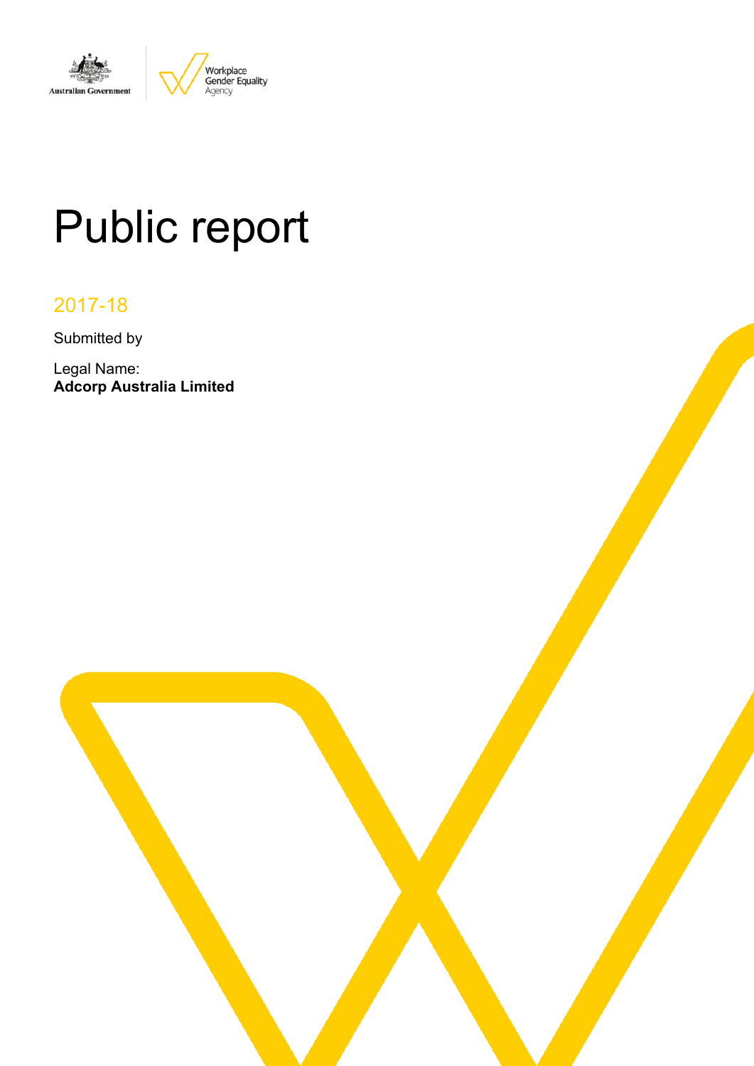Australian Government | Workplace Gender Equality Agency

# Public report

## 2017-18

Submitted by

Legal Name:
**Adcorp Australia Limited**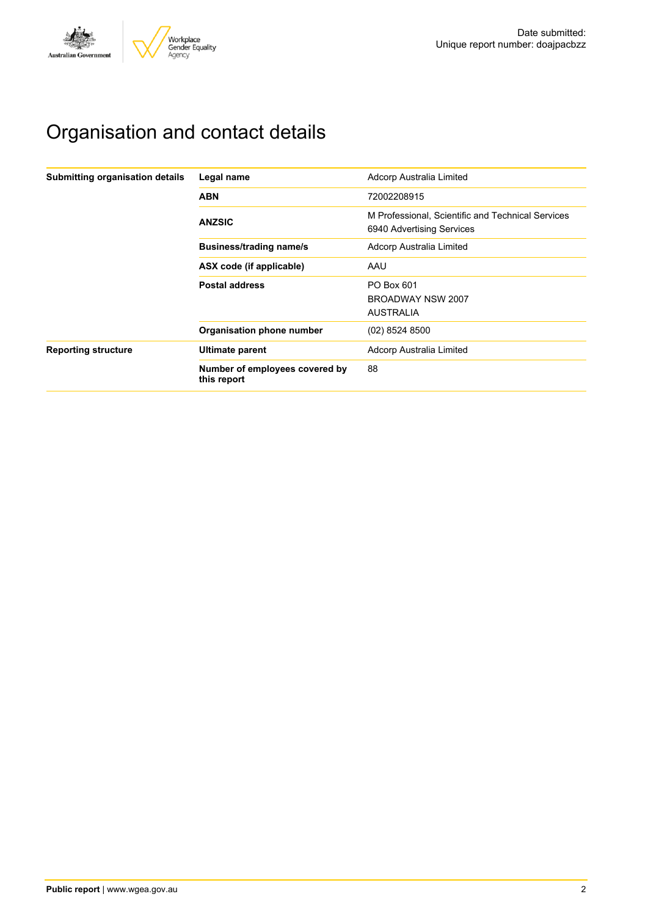# Organisation and contact details

| | | |
|---|---|---|
| **Submitting organisation details** | **Legal name** | Adcorp Australia Limited |
| | **ABN** | 72002208915 |
| | **ANZSIC** | M Professional, Scientific and Technical Services<br>6940 Advertising Services |
| | **Business/trading name/s** | Adcorp Australia Limited |
| | **ASX code (if applicable)** | AAU |
| | **Postal address** | PO Box 601<br>BROADWAY NSW 2007<br>AUSTRALIA |
| | **Organisation phone number** | (02) 8524 8500 |
| **Reporting structure** | **Ultimate parent** | Adcorp Australia Limited |
| | **Number of employees covered by this report** | 88 |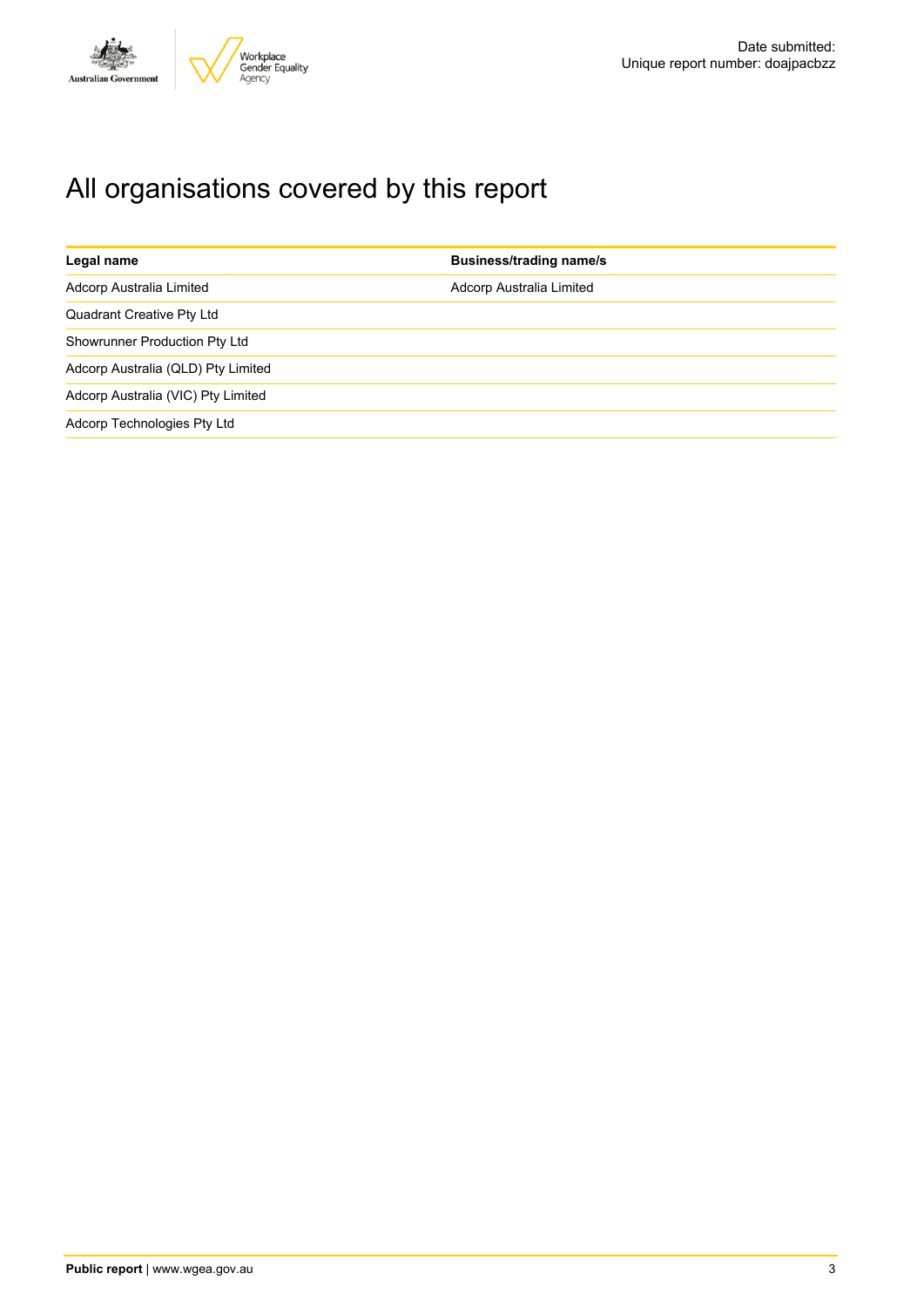# All organisations covered by this report

| Legal name | Business/trading name/s |
| --- | --- |
| Adcorp Australia Limited | Adcorp Australia Limited |
| Quadrant Creative Pty Ltd | |
| Showrunner Production Pty Ltd | |
| Adcorp Australia (QLD) Pty Limited | |
| Adcorp Australia (VIC) Pty Limited | |
| Adcorp Technologies Pty Ltd | |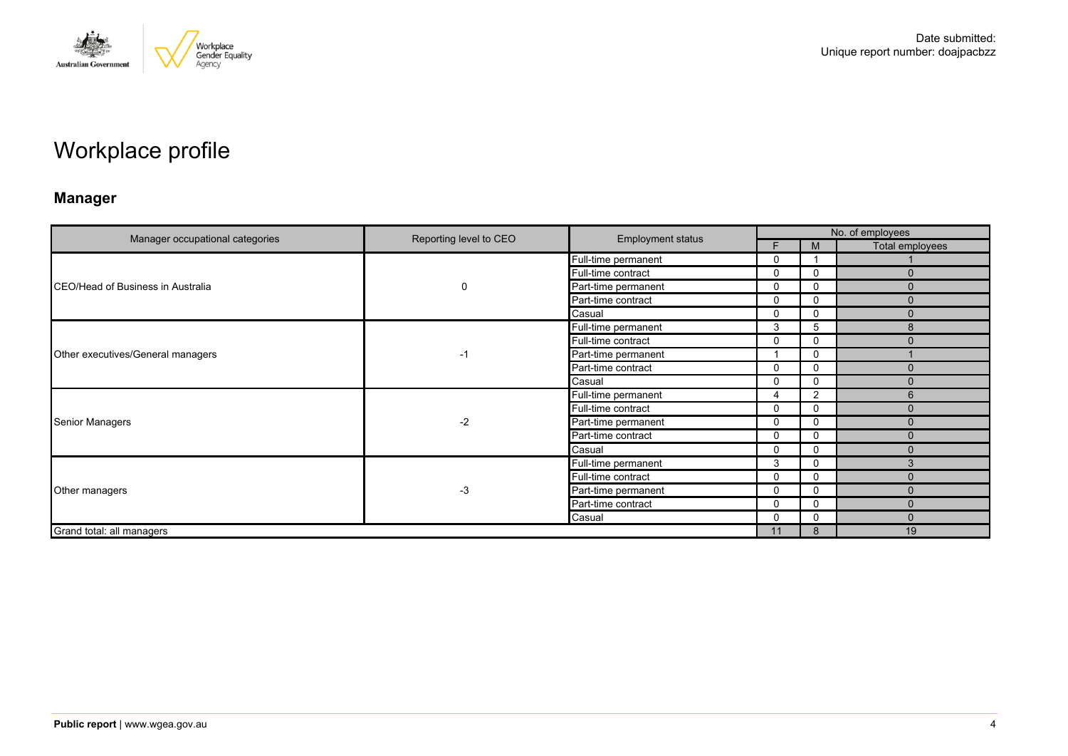# Workplace profile

## Manager

| Manager occupational categories | Reporting level to CEO | Employment status | No. of employees | | |
|---|---|---|---|---|---|
| | | | F | M | Total employees |
| CEO/Head of Business in Australia | 0 | Full-time permanent | 0 | 1 | 1 |
| | | Full-time contract | 0 | 0 | 0 |
| | | Part-time permanent | 0 | 0 | 0 |
| | | Part-time contract | 0 | 0 | 0 |
| | | Casual | 0 | 0 | 0 |
| Other executives/General managers | -1 | Full-time permanent | 3 | 5 | 8 |
| | | Full-time contract | 0 | 0 | 0 |
| | | Part-time permanent | 1 | 0 | 1 |
| | | Part-time contract | 0 | 0 | 0 |
| | | Casual | 0 | 0 | 0 |
| Senior Managers | -2 | Full-time permanent | 4 | 2 | 6 |
| | | Full-time contract | 0 | 0 | 0 |
| | | Part-time permanent | 0 | 0 | 0 |
| | | Part-time contract | 0 | 0 | 0 |
| | | Casual | 0 | 0 | 0 |
| Other managers | -3 | Full-time permanent | 3 | 0 | 3 |
| | | Full-time contract | 0 | 0 | 0 |
| | | Part-time permanent | 0 | 0 | 0 |
| | | Part-time contract | 0 | 0 | 0 |
| | | Casual | 0 | 0 | 0 |
| Grand total: all managers | | | 11 | 8 | 19 |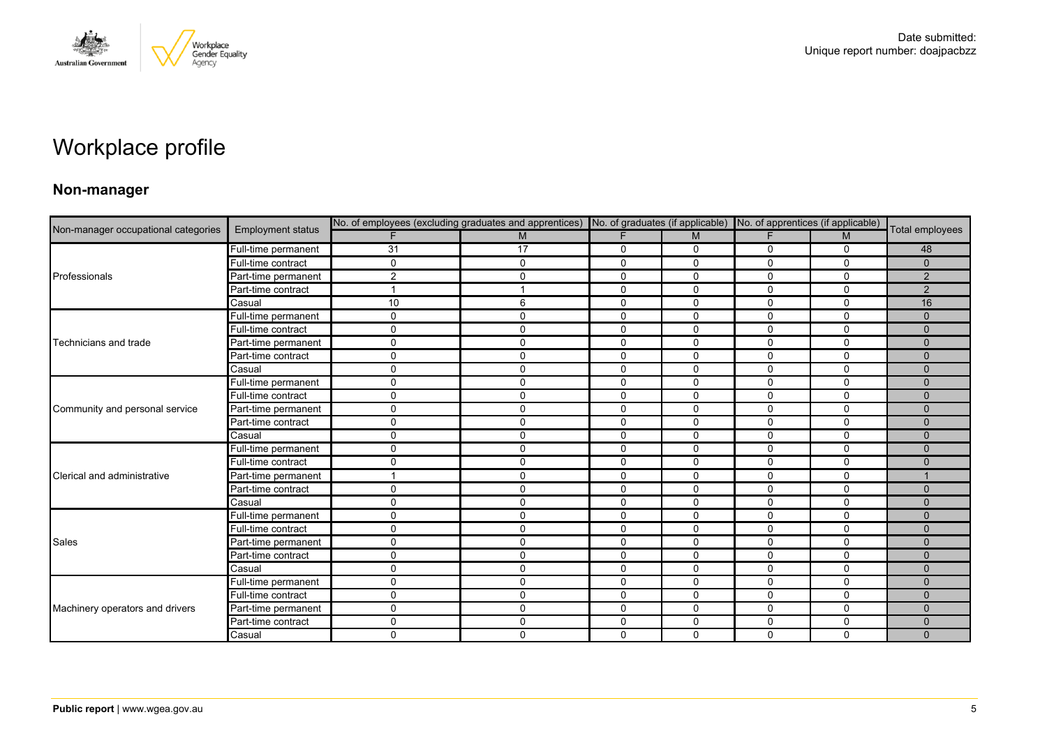Date submitted:
Unique report number: doajpacbzz

# Workplace profile

## Non-manager

| Non-manager occupational categories | Employment status | No. of employees (excluding graduates and apprentices) | | No. of graduates (if applicable) | | No. of apprentices (if applicable) | | Total employees |
|---|---|---|---|---|---|---|---|---|
| | | F | M | F | M | F | M | |
| Professionals | Full-time permanent | 31 | 17 | 0 | 0 | 0 | 0 | 48 |
| | Full-time contract | 0 | 0 | 0 | 0 | 0 | 0 | 0 |
| | Part-time permanent | 2 | 0 | 0 | 0 | 0 | 0 | 2 |
| | Part-time contract | 1 | 1 | 0 | 0 | 0 | 0 | 2 |
| | Casual | 10 | 6 | 0 | 0 | 0 | 0 | 16 |
| Technicians and trade | Full-time permanent | 0 | 0 | 0 | 0 | 0 | 0 | 0 |
| | Full-time contract | 0 | 0 | 0 | 0 | 0 | 0 | 0 |
| | Part-time permanent | 0 | 0 | 0 | 0 | 0 | 0 | 0 |
| | Part-time contract | 0 | 0 | 0 | 0 | 0 | 0 | 0 |
| | Casual | 0 | 0 | 0 | 0 | 0 | 0 | 0 |
| Community and personal service | Full-time permanent | 0 | 0 | 0 | 0 | 0 | 0 | 0 |
| | Full-time contract | 0 | 0 | 0 | 0 | 0 | 0 | 0 |
| | Part-time permanent | 0 | 0 | 0 | 0 | 0 | 0 | 0 |
| | Part-time contract | 0 | 0 | 0 | 0 | 0 | 0 | 0 |
| | Casual | 0 | 0 | 0 | 0 | 0 | 0 | 0 |
| Clerical and administrative | Full-time permanent | 0 | 0 | 0 | 0 | 0 | 0 | 0 |
| | Full-time contract | 0 | 0 | 0 | 0 | 0 | 0 | 0 |
| | Part-time permanent | 1 | 0 | 0 | 0 | 0 | 0 | 1 |
| | Part-time contract | 0 | 0 | 0 | 0 | 0 | 0 | 0 |
| | Casual | 0 | 0 | 0 | 0 | 0 | 0 | 0 |
| Sales | Full-time permanent | 0 | 0 | 0 | 0 | 0 | 0 | 0 |
| | Full-time contract | 0 | 0 | 0 | 0 | 0 | 0 | 0 |
| | Part-time permanent | 0 | 0 | 0 | 0 | 0 | 0 | 0 |
| | Part-time contract | 0 | 0 | 0 | 0 | 0 | 0 | 0 |
| | Casual | 0 | 0 | 0 | 0 | 0 | 0 | 0 |
| Machinery operators and drivers | Full-time permanent | 0 | 0 | 0 | 0 | 0 | 0 | 0 |
| | Full-time contract | 0 | 0 | 0 | 0 | 0 | 0 | 0 |
| | Part-time permanent | 0 | 0 | 0 | 0 | 0 | 0 | 0 |
| | Part-time contract | 0 | 0 | 0 | 0 | 0 | 0 | 0 |
| | Casual | 0 | 0 | 0 | 0 | 0 | 0 | 0 |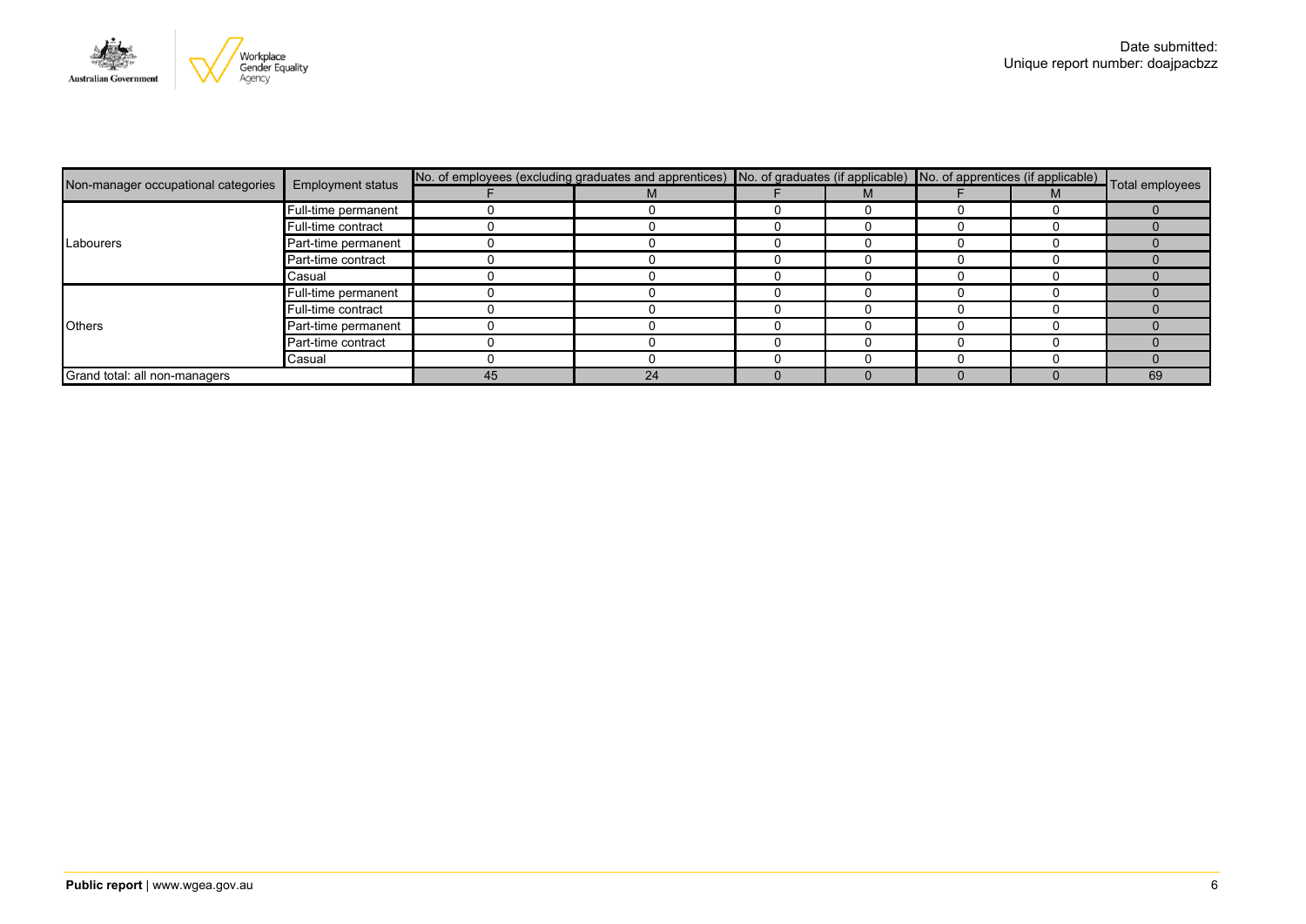Date submitted:
Unique report number: doajpacbzz

| Non-manager occupational categories | Employment status | No. of employees (excluding graduates and apprentices) | | No. of graduates (if applicable) | | No. of apprentices (if applicable) | | Total employees |
|---|---|---|---|---|---|---|---|---|
| | | F | M | F | M | F | M | |
| Labourers | Full-time permanent | 0 | 0 | 0 | 0 | 0 | 0 | 0 |
| | Full-time contract | 0 | 0 | 0 | 0 | 0 | 0 | 0 |
| | Part-time permanent | 0 | 0 | 0 | 0 | 0 | 0 | 0 |
| | Part-time contract | 0 | 0 | 0 | 0 | 0 | 0 | 0 |
| | Casual | 0 | 0 | 0 | 0 | 0 | 0 | 0 |
| Others | Full-time permanent | 0 | 0 | 0 | 0 | 0 | 0 | 0 |
| | Full-time contract | 0 | 0 | 0 | 0 | 0 | 0 | 0 |
| | Part-time permanent | 0 | 0 | 0 | 0 | 0 | 0 | 0 |
| | Part-time contract | 0 | 0 | 0 | 0 | 0 | 0 | 0 |
| | Casual | 0 | 0 | 0 | 0 | 0 | 0 | 0 |
| Grand total: all non-managers | | 45 | 24 | 0 | 0 | 0 | 0 | 69 |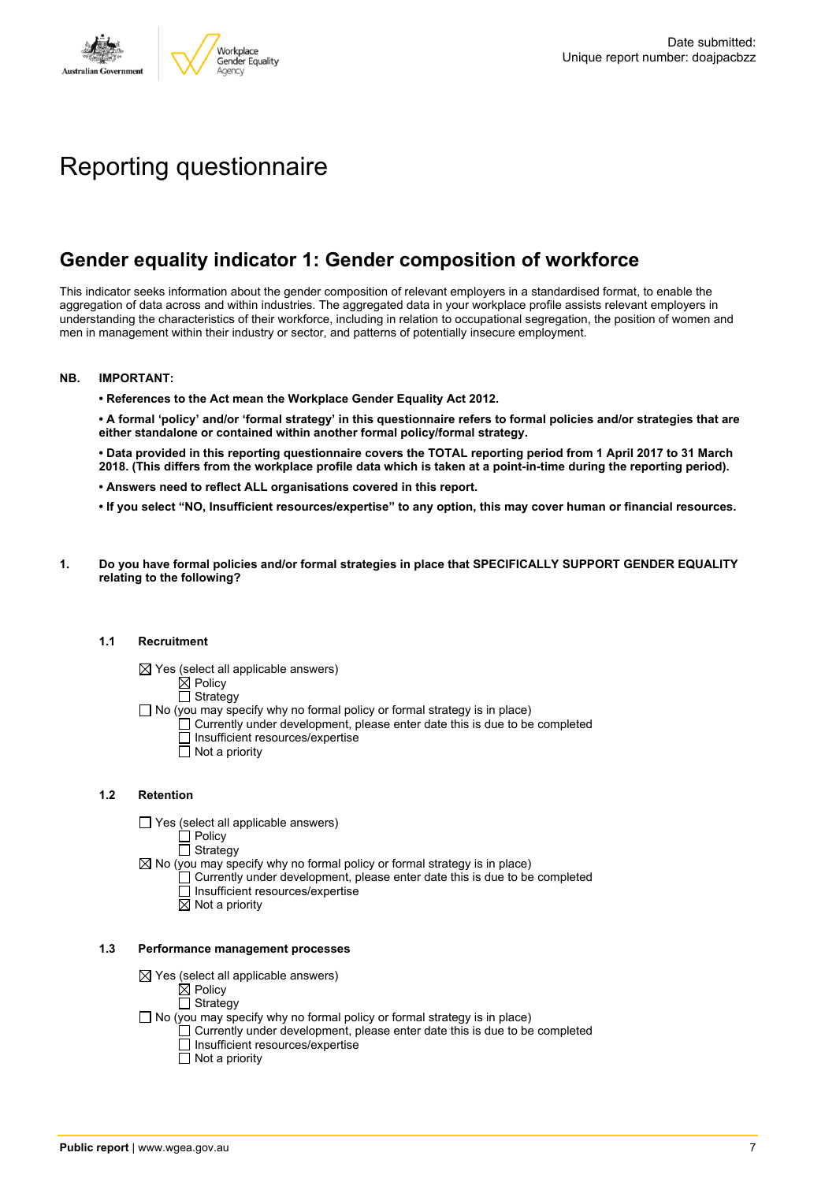Date submitted:
Unique report number: doajpacbzz

# Reporting questionnaire

## Gender equality indicator 1: Gender composition of workforce

This indicator seeks information about the gender composition of relevant employers in a standardised format, to enable the aggregation of data across and within industries. The aggregated data in your workplace profile assists relevant employers in understanding the characteristics of their workforce, including in relation to occupational segregation, the position of women and men in management within their industry or sector, and patterns of potentially insecure employment.

**NB. IMPORTANT:**

- **References to the Act mean the Workplace Gender Equality Act 2012.**
- **A formal 'policy' and/or 'formal strategy' in this questionnaire refers to formal policies and/or strategies that are either standalone or contained within another formal policy/formal strategy.**
- **Data provided in this reporting questionnaire covers the TOTAL reporting period from 1 April 2017 to 31 March 2018. (This differs from the workplace profile data which is taken at a point-in-time during the reporting period).**
- **Answers need to reflect ALL organisations covered in this report.**
- **If you select "NO, Insufficient resources/expertise" to any option, this may cover human or financial resources.**

**1. Do you have formal policies and/or formal strategies in place that SPECIFICALLY SUPPORT GENDER EQUALITY relating to the following?**

**1.1 Recruitment**

- ☒ Yes (select all applicable answers)
  - ☒ Policy
  - ☐ Strategy
- ☐ No (you may specify why no formal policy or formal strategy is in place)
  - ☐ Currently under development, please enter date this is due to be completed
  - ☐ Insufficient resources/expertise
  - ☐ Not a priority

**1.2 Retention**

- ☐ Yes (select all applicable answers)
  - ☐ Policy
  - ☐ Strategy
- ☒ No (you may specify why no formal policy or formal strategy is in place)
  - ☐ Currently under development, please enter date this is due to be completed
  - ☐ Insufficient resources/expertise
  - ☒ Not a priority

**1.3 Performance management processes**

- ☒ Yes (select all applicable answers)
  - ☒ Policy
  - ☐ Strategy
- ☐ No (you may specify why no formal policy or formal strategy is in place)
  - ☐ Currently under development, please enter date this is due to be completed
  - ☐ Insufficient resources/expertise
  - ☐ Not a priority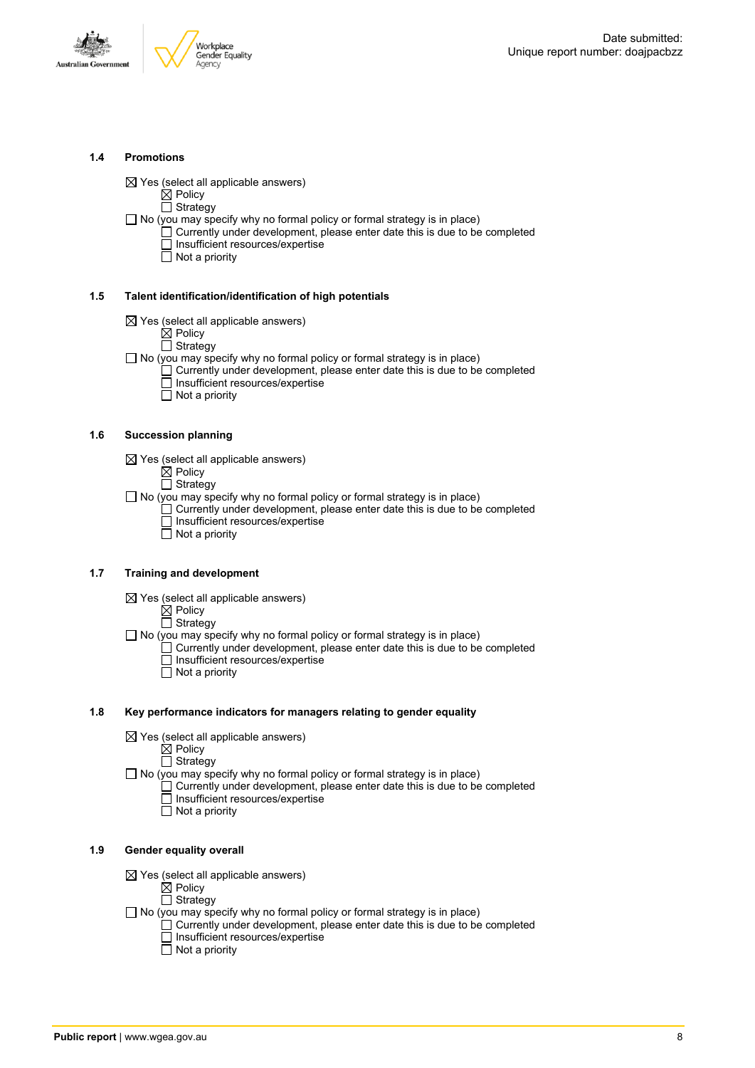### 1.4 Promotions

☒ Yes (select all applicable answers)
- ☒ Policy
- ☐ Strategy

☐ No (you may specify why no formal policy or formal strategy is in place)
- ☐ Currently under development, please enter date this is due to be completed
- ☐ Insufficient resources/expertise
- ☐ Not a priority

### 1.5 Talent identification/identification of high potentials

☒ Yes (select all applicable answers)
- ☒ Policy
- ☐ Strategy

☐ No (you may specify why no formal policy or formal strategy is in place)
- ☐ Currently under development, please enter date this is due to be completed
- ☐ Insufficient resources/expertise
- ☐ Not a priority

### 1.6 Succession planning

☒ Yes (select all applicable answers)
- ☒ Policy
- ☐ Strategy

☐ No (you may specify why no formal policy or formal strategy is in place)
- ☐ Currently under development, please enter date this is due to be completed
- ☐ Insufficient resources/expertise
- ☐ Not a priority

### 1.7 Training and development

☒ Yes (select all applicable answers)
- ☒ Policy
- ☐ Strategy

☐ No (you may specify why no formal policy or formal strategy is in place)
- ☐ Currently under development, please enter date this is due to be completed
- ☐ Insufficient resources/expertise
- ☐ Not a priority

### 1.8 Key performance indicators for managers relating to gender equality

☒ Yes (select all applicable answers)
- ☒ Policy
- ☐ Strategy

☐ No (you may specify why no formal policy or formal strategy is in place)
- ☐ Currently under development, please enter date this is due to be completed
- ☐ Insufficient resources/expertise
- ☐ Not a priority

### 1.9 Gender equality overall

☒ Yes (select all applicable answers)
- ☒ Policy
- ☐ Strategy

☐ No (you may specify why no formal policy or formal strategy is in place)
- ☐ Currently under development, please enter date this is due to be completed
- ☐ Insufficient resources/expertise
- ☐ Not a priority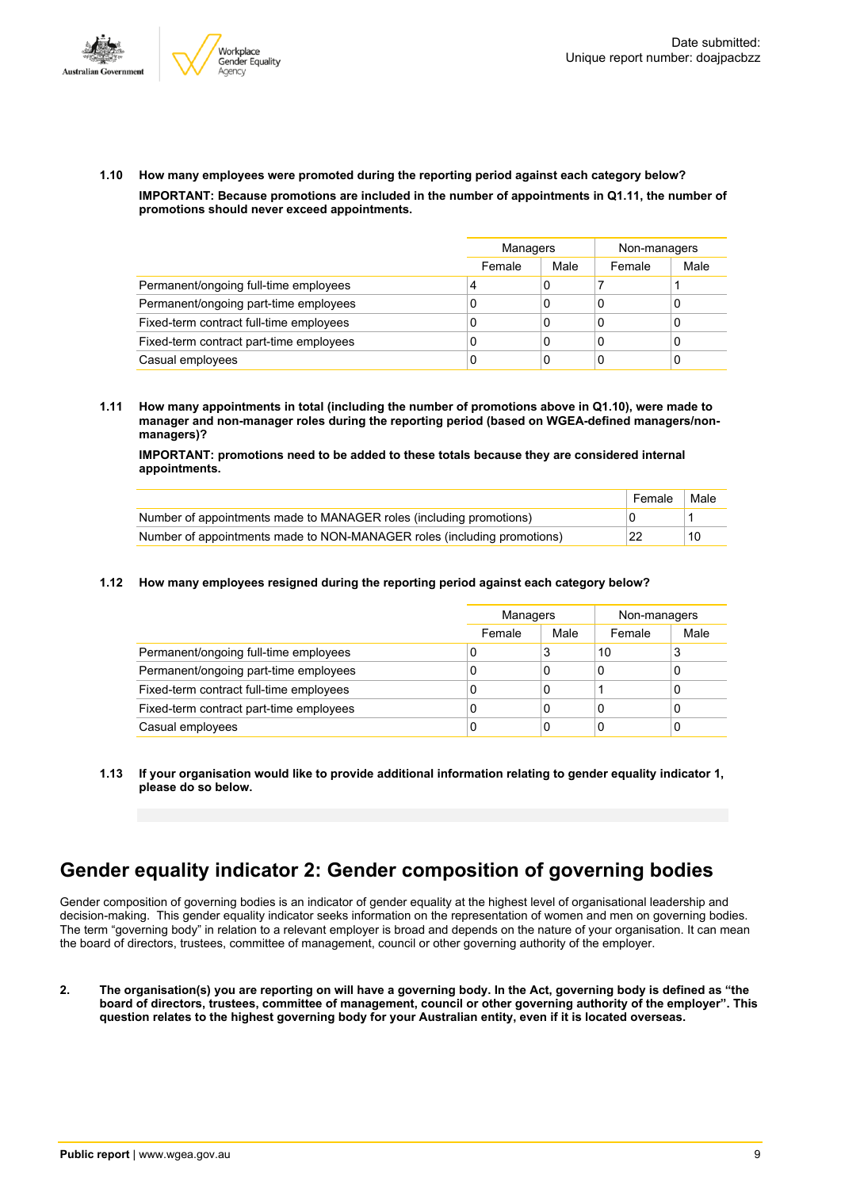**1.10 How many employees were promoted during the reporting period against each category below?**

**IMPORTANT: Because promotions are included in the number of appointments in Q1.11, the number of promotions should never exceed appointments.**

| | Managers | | Non-managers | |
|---|---|---|---|---|
| | Female | Male | Female | Male |
| Permanent/ongoing full-time employees | 4 | 0 | 7 | 1 |
| Permanent/ongoing part-time employees | 0 | 0 | 0 | 0 |
| Fixed-term contract full-time employees | 0 | 0 | 0 | 0 |
| Fixed-term contract part-time employees | 0 | 0 | 0 | 0 |
| Casual employees | 0 | 0 | 0 | 0 |

**1.11 How many appointments in total (including the number of promotions above in Q1.10), were made to manager and non-manager roles during the reporting period (based on WGEA-defined managers/non-managers)?**

**IMPORTANT: promotions need to be added to these totals because they are considered internal appointments.**

| | Female | Male |
|---|---|---|
| Number of appointments made to MANAGER roles (including promotions) | 0 | 1 |
| Number of appointments made to NON-MANAGER roles (including promotions) | 22 | 10 |

**1.12 How many employees resigned during the reporting period against each category below?**

| | Managers | | Non-managers | |
|---|---|---|---|---|
| | Female | Male | Female | Male |
| Permanent/ongoing full-time employees | 0 | 3 | 10 | 3 |
| Permanent/ongoing part-time employees | 0 | 0 | 0 | 0 |
| Fixed-term contract full-time employees | 0 | 0 | 1 | 0 |
| Fixed-term contract part-time employees | 0 | 0 | 0 | 0 |
| Casual employees | 0 | 0 | 0 | 0 |

**1.13 If your organisation would like to provide additional information relating to gender equality indicator 1, please do so below.**

## Gender equality indicator 2: Gender composition of governing bodies

Gender composition of governing bodies is an indicator of gender equality at the highest level of organisational leadership and decision-making. This gender equality indicator seeks information on the representation of women and men on governing bodies. The term "governing body" in relation to a relevant employer is broad and depends on the nature of your organisation. It can mean the board of directors, trustees, committee of management, council or other governing authority of the employer.

**2. The organisation(s) you are reporting on will have a governing body. In the Act, governing body is defined as "the board of directors, trustees, committee of management, council or other governing authority of the employer". This question relates to the highest governing body for your Australian entity, even if it is located overseas.**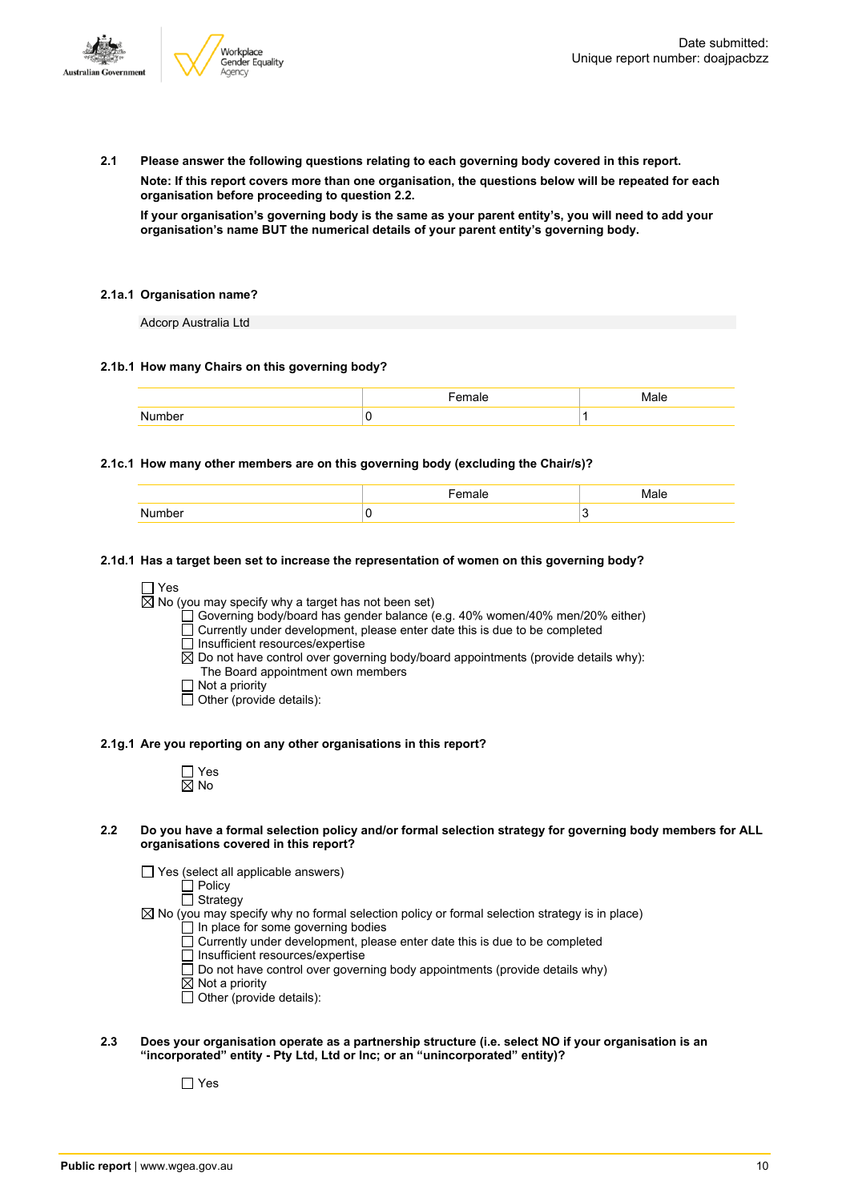**2.1 Please answer the following questions relating to each governing body covered in this report.**

**Note: If this report covers more than one organisation, the questions below will be repeated for each organisation before proceeding to question 2.2.**

**If your organisation's governing body is the same as your parent entity's, you will need to add your organisation's name BUT the numerical details of your parent entity's governing body.**

**2.1a.1 Organisation name?**

Adcorp Australia Ltd

**2.1b.1 How many Chairs on this governing body?**

| | Female | Male |
|---|---|---|
| Number | 0 | 1 |

**2.1c.1 How many other members are on this governing body (excluding the Chair/s)?**

| | Female | Male |
|---|---|---|
| Number | 0 | 3 |

**2.1d.1 Has a target been set to increase the representation of women on this governing body?**

- ☐ Yes
- ☒ No (you may specify why a target has not been set)
  - ☐ Governing body/board has gender balance (e.g. 40% women/40% men/20% either)
  - ☐ Currently under development, please enter date this is due to be completed
  - ☐ Insufficient resources/expertise
  - ☒ Do not have control over governing body/board appointments (provide details why):
    The Board appointment own members
  - ☐ Not a priority
  - ☐ Other (provide details):

**2.1g.1 Are you reporting on any other organisations in this report?**

- ☐ Yes
- ☒ No

**2.2 Do you have a formal selection policy and/or formal selection strategy for governing body members for ALL organisations covered in this report?**

- ☐ Yes (select all applicable answers)
  - ☐ Policy
  - ☐ Strategy
- ☒ No (you may specify why no formal selection policy or formal selection strategy is in place)
  - ☐ In place for some governing bodies
  - ☐ Currently under development, please enter date this is due to be completed
  - ☐ Insufficient resources/expertise
  - ☐ Do not have control over governing body appointments (provide details why)
  - ☒ Not a priority
  - ☐ Other (provide details):

**2.3 Does your organisation operate as a partnership structure (i.e. select NO if your organisation is an "incorporated" entity - Pty Ltd, Ltd or Inc; or an "unincorporated" entity)?**

- ☐ Yes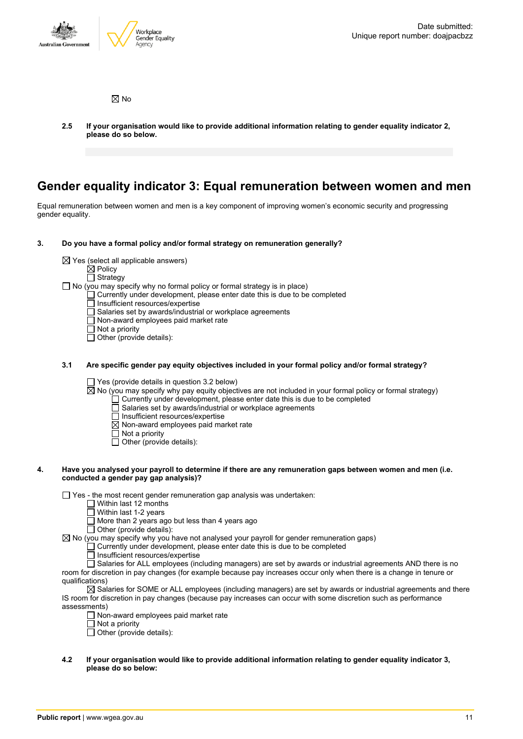☒ No

**2.5 If your organisation would like to provide additional information relating to gender equality indicator 2, please do so below.**

# Gender equality indicator 3: Equal remuneration between women and men

Equal remuneration between women and men is a key component of improving women's economic security and progressing gender equality.

**3. Do you have a formal policy and/or formal strategy on remuneration generally?**

☒ Yes (select all applicable answers)
- ☒ Policy
- ☐ Strategy

☐ No (you may specify why no formal policy or formal strategy is in place)
- ☐ Currently under development, please enter date this is due to be completed
- ☐ Insufficient resources/expertise
- ☐ Salaries set by awards/industrial or workplace agreements
- ☐ Non-award employees paid market rate
- ☐ Not a priority
- ☐ Other (provide details):

**3.1 Are specific gender pay equity objectives included in your formal policy and/or formal strategy?**

☐ Yes (provide details in question 3.2 below)

☒ No (you may specify why pay equity objectives are not included in your formal policy or formal strategy)
- ☐ Currently under development, please enter date this is due to be completed
- ☐ Salaries set by awards/industrial or workplace agreements
- ☐ Insufficient resources/expertise
- ☒ Non-award employees paid market rate
- ☐ Not a priority
- ☐ Other (provide details):

**4. Have you analysed your payroll to determine if there are any remuneration gaps between women and men (i.e. conducted a gender pay gap analysis)?**

☐ Yes - the most recent gender remuneration gap analysis was undertaken:
- ☐ Within last 12 months
- ☐ Within last 1-2 years
- ☐ More than 2 years ago but less than 4 years ago
- ☐ Other (provide details):

☒ No (you may specify why you have not analysed your payroll for gender remuneration gaps)
- ☐ Currently under development, please enter date this is due to be completed
- ☐ Insufficient resources/expertise
- ☐ Salaries for ALL employees (including managers) are set by awards or industrial agreements AND there is no room for discretion in pay changes (for example because pay increases occur only when there is a change in tenure or qualifications)
- ☒ Salaries for SOME or ALL employees (including managers) are set by awards or industrial agreements and there IS room for discretion in pay changes (because pay increases can occur with some discretion such as performance assessments)
- ☐ Non-award employees paid market rate
- ☐ Not a priority
- ☐ Other (provide details):

**4.2 If your organisation would like to provide additional information relating to gender equality indicator 3, please do so below:**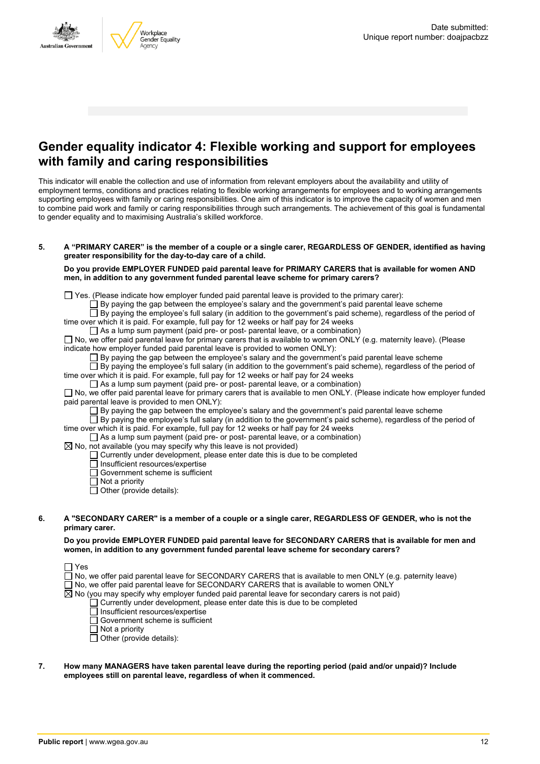Date submitted:
Unique report number: doajpacbzz

## Gender equality indicator 4: Flexible working and support for employees with family and caring responsibilities

This indicator will enable the collection and use of information from relevant employers about the availability and utility of employment terms, conditions and practices relating to flexible working arrangements for employees and to working arrangements supporting employees with family or caring responsibilities. One aim of this indicator is to improve the capacity of women and men to combine paid work and family or caring responsibilities through such arrangements. The achievement of this goal is fundamental to gender equality and to maximising Australia's skilled workforce.

**5. A "PRIMARY CARER" is the member of a couple or a single carer, REGARDLESS OF GENDER, identified as having greater responsibility for the day-to-day care of a child.**

**Do you provide EMPLOYER FUNDED paid parental leave for PRIMARY CARERS that is available for women AND men, in addition to any government funded parental leave scheme for primary carers?**

- ☐ Yes. (Please indicate how employer funded paid parental leave is provided to the primary carer):
  - ☐ By paying the gap between the employee's salary and the government's paid parental leave scheme
  - ☐ By paying the employee's full salary (in addition to the government's paid scheme), regardless of the period of time over which it is paid. For example, full pay for 12 weeks or half pay for 24 weeks
  - ☐ As a lump sum payment (paid pre- or post- parental leave, or a combination)
- ☐ No, we offer paid parental leave for primary carers that is available to women ONLY (e.g. maternity leave). (Please indicate how employer funded paid parental leave is provided to women ONLY):
  - ☐ By paying the gap between the employee's salary and the government's paid parental leave scheme
  - ☐ By paying the employee's full salary (in addition to the government's paid scheme), regardless of the period of time over which it is paid. For example, full pay for 12 weeks or half pay for 24 weeks
  - ☐ As a lump sum payment (paid pre- or post- parental leave, or a combination)
- ☐ No, we offer paid parental leave for primary carers that is available to men ONLY. (Please indicate how employer funded paid parental leave is provided to men ONLY):
  - ☐ By paying the gap between the employee's salary and the government's paid parental leave scheme
  - ☐ By paying the employee's full salary (in addition to the government's paid scheme), regardless of the period of time over which it is paid. For example, full pay for 12 weeks or half pay for 24 weeks
  - ☐ As a lump sum payment (paid pre- or post- parental leave, or a combination)
- ☒ No, not available (you may specify why this leave is not provided)
  - ☐ Currently under development, please enter date this is due to be completed
  - ☐ Insufficient resources/expertise
  - ☐ Government scheme is sufficient
  - ☐ Not a priority
  - ☐ Other (provide details):

**6. A "SECONDARY CARER" is a member of a couple or a single carer, REGARDLESS OF GENDER, who is not the primary carer.**

**Do you provide EMPLOYER FUNDED paid parental leave for SECONDARY CARERS that is available for men and women, in addition to any government funded parental leave scheme for secondary carers?**

- ☐ Yes
- ☐ No, we offer paid parental leave for SECONDARY CARERS that is available to men ONLY (e.g. paternity leave)
- ☐ No, we offer paid parental leave for SECONDARY CARERS that is available to women ONLY
- ☒ No (you may specify why employer funded paid parental leave for secondary carers is not paid)
  - ☐ Currently under development, please enter date this is due to be completed
  - ☐ Insufficient resources/expertise
  - ☐ Government scheme is sufficient
  - ☐ Not a priority
  - ☐ Other (provide details):

**7. How many MANAGERS have taken parental leave during the reporting period (paid and/or unpaid)? Include employees still on parental leave, regardless of when it commenced.**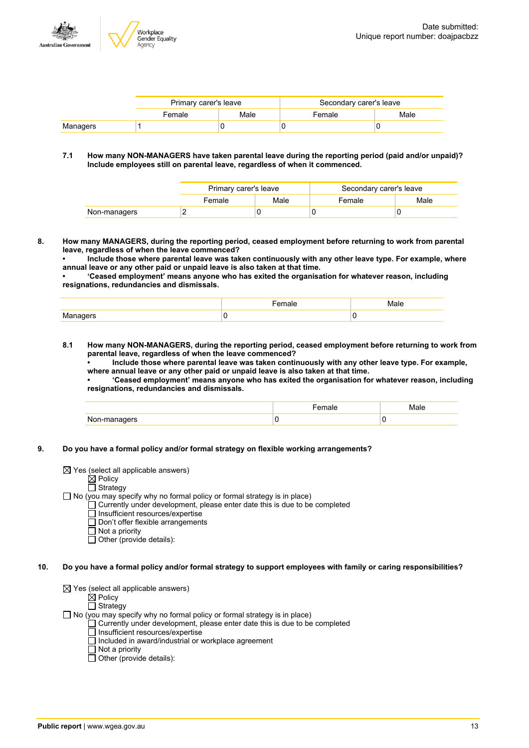| | Primary carer's leave | | Secondary carer's leave | |
|---|---|---|---|---|
| | Female | Male | Female | Male |
| Managers | 1 | 0 | 0 | 0 |

**7.1 How many NON-MANAGERS have taken parental leave during the reporting period (paid and/or unpaid)? Include employees still on parental leave, regardless of when it commenced.**

| | Primary carer's leave | | Secondary carer's leave | |
|---|---|---|---|---|
| | Female | Male | Female | Male |
| Non-managers | 2 | 0 | 0 | 0 |

**8. How many MANAGERS, during the reporting period, ceased employment before returning to work from parental leave, regardless of when the leave commenced?**
**• Include those where parental leave was taken continuously with any other leave type. For example, where annual leave or any other paid or unpaid leave is also taken at that time.**
**• 'Ceased employment' means anyone who has exited the organisation for whatever reason, including resignations, redundancies and dismissals.**

| | Female | Male |
|---|---|---|
| Managers | 0 | 0 |

**8.1 How many NON-MANAGERS, during the reporting period, ceased employment before returning to work from parental leave, regardless of when the leave commenced?**
**• Include those where parental leave was taken continuously with any other leave type. For example, where annual leave or any other paid or unpaid leave is also taken at that time.**
**• 'Ceased employment' means anyone who has exited the organisation for whatever reason, including resignations, redundancies and dismissals.**

| | Female | Male |
|---|---|---|
| Non-managers | 0 | 0 |

**9. Do you have a formal policy and/or formal strategy on flexible working arrangements?**

☒ Yes (select all applicable answers)
- ☒ Policy
- ☐ Strategy

☐ No (you may specify why no formal policy or formal strategy is in place)
- ☐ Currently under development, please enter date this is due to be completed
- ☐ Insufficient resources/expertise
- ☐ Don't offer flexible arrangements
- ☐ Not a priority
- ☐ Other (provide details):

**10. Do you have a formal policy and/or formal strategy to support employees with family or caring responsibilities?**

☒ Yes (select all applicable answers)
- ☒ Policy
- ☐ Strategy

☐ No (you may specify why no formal policy or formal strategy is in place)
- ☐ Currently under development, please enter date this is due to be completed
- ☐ Insufficient resources/expertise
- ☐ Included in award/industrial or workplace agreement
- ☐ Not a priority
- ☐ Other (provide details):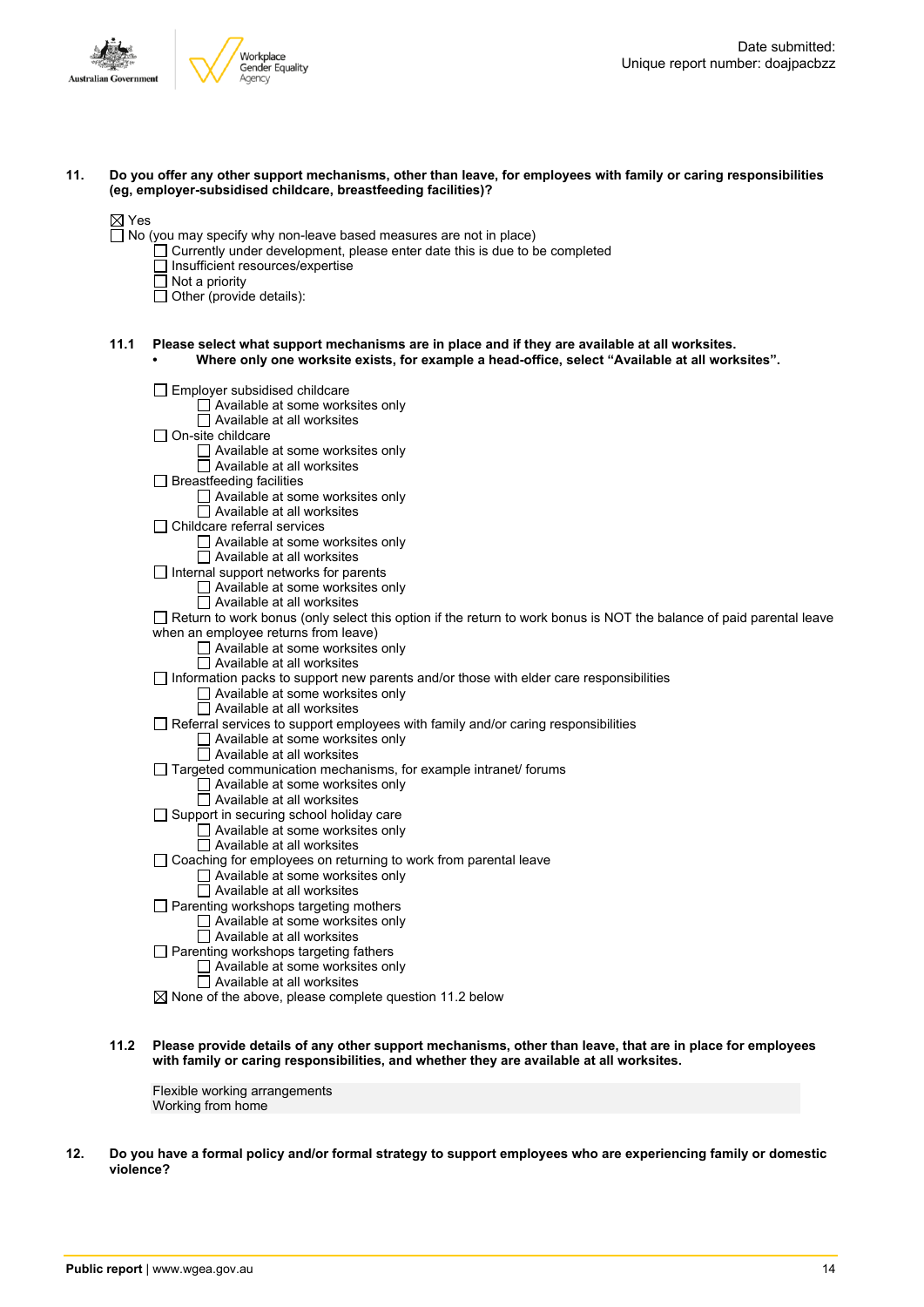**11. Do you offer any other support mechanisms, other than leave, for employees with family or caring responsibilities (eg, employer-subsidised childcare, breastfeeding facilities)?**

☒ Yes
☐ No (you may specify why non-leave based measures are not in place)
- ☐ Currently under development, please enter date this is due to be completed
- ☐ Insufficient resources/expertise
- ☐ Not a priority
- ☐ Other (provide details):

**11.1 Please select what support mechanisms are in place and if they are available at all worksites.**
- **Where only one worksite exists, for example a head-office, select "Available at all worksites".**

☐ Employer subsidised childcare
- ☐ Available at some worksites only
- ☐ Available at all worksites

☐ On-site childcare
- ☐ Available at some worksites only
- ☐ Available at all worksites

☐ Breastfeeding facilities
- ☐ Available at some worksites only
- ☐ Available at all worksites

☐ Childcare referral services
- ☐ Available at some worksites only
- ☐ Available at all worksites

☐ Internal support networks for parents
- ☐ Available at some worksites only
- ☐ Available at all worksites

☐ Return to work bonus (only select this option if the return to work bonus is NOT the balance of paid parental leave when an employee returns from leave)
- ☐ Available at some worksites only
- ☐ Available at all worksites

☐ Information packs to support new parents and/or those with elder care responsibilities
- ☐ Available at some worksites only
- ☐ Available at all worksites

☐ Referral services to support employees with family and/or caring responsibilities
- ☐ Available at some worksites only
- ☐ Available at all worksites

☐ Targeted communication mechanisms, for example intranet/ forums
- ☐ Available at some worksites only
- ☐ Available at all worksites

☐ Support in securing school holiday care
- ☐ Available at some worksites only
- ☐ Available at all worksites

☐ Coaching for employees on returning to work from parental leave
- ☐ Available at some worksites only
- ☐ Available at all worksites

☐ Parenting workshops targeting mothers
- ☐ Available at some worksites only
- ☐ Available at all worksites

☐ Parenting workshops targeting fathers
- ☐ Available at some worksites only
- ☐ Available at all worksites

☒ None of the above, please complete question 11.2 below

**11.2 Please provide details of any other support mechanisms, other than leave, that are in place for employees with family or caring responsibilities, and whether they are available at all worksites.**

Flexible working arrangements
Working from home

**12. Do you have a formal policy and/or formal strategy to support employees who are experiencing family or domestic violence?**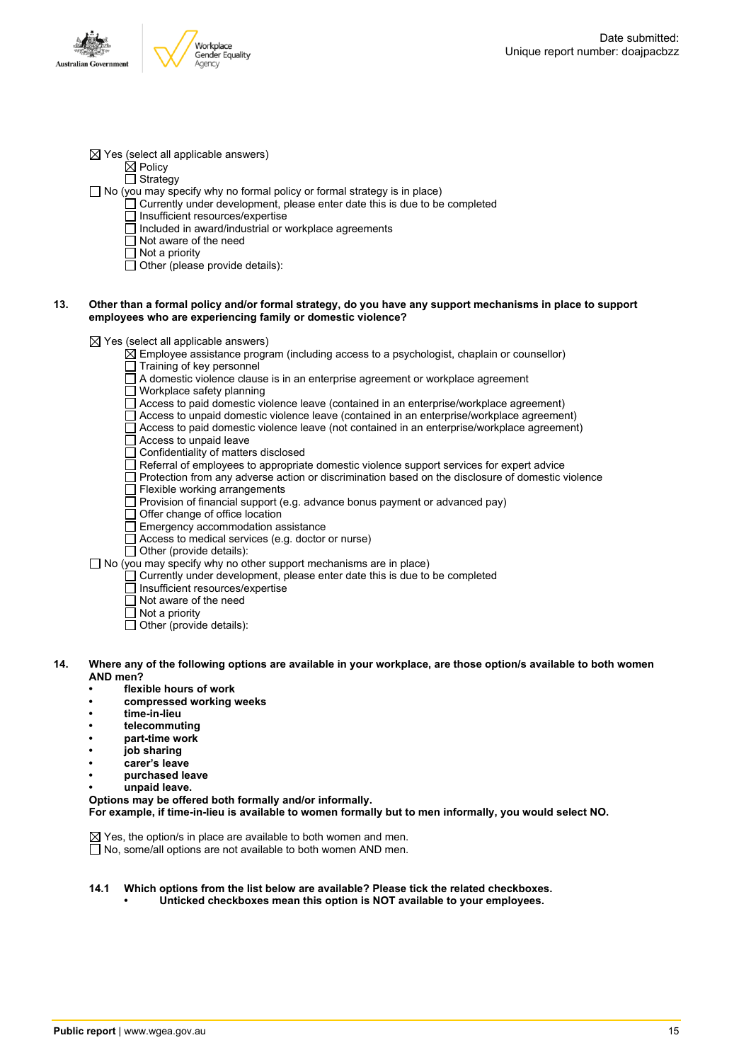☒ Yes (select all applicable answers)
- ☒ Policy
- ☐ Strategy

☐ No (you may specify why no formal policy or formal strategy is in place)
- ☐ Currently under development, please enter date this is due to be completed
- ☐ Insufficient resources/expertise
- ☐ Included in award/industrial or workplace agreements
- ☐ Not aware of the need
- ☐ Not a priority
- ☐ Other (please provide details):

**13. Other than a formal policy and/or formal strategy, do you have any support mechanisms in place to support employees who are experiencing family or domestic violence?**

☒ Yes (select all applicable answers)
- ☒ Employee assistance program (including access to a psychologist, chaplain or counsellor)
- ☐ Training of key personnel
- ☐ A domestic violence clause is in an enterprise agreement or workplace agreement
- ☐ Workplace safety planning
- ☐ Access to paid domestic violence leave (contained in an enterprise/workplace agreement)
- ☐ Access to unpaid domestic violence leave (contained in an enterprise/workplace agreement)
- ☐ Access to paid domestic violence leave (not contained in an enterprise/workplace agreement)
- ☐ Access to unpaid leave
- ☐ Confidentiality of matters disclosed
- ☐ Referral of employees to appropriate domestic violence support services for expert advice
- ☐ Protection from any adverse action or discrimination based on the disclosure of domestic violence
- ☐ Flexible working arrangements
- ☐ Provision of financial support (e.g. advance bonus payment or advanced pay)
- ☐ Offer change of office location
- ☐ Emergency accommodation assistance
- ☐ Access to medical services (e.g. doctor or nurse)
- ☐ Other (provide details):

☐ No (you may specify why no other support mechanisms are in place)
- ☐ Currently under development, please enter date this is due to be completed
- ☐ Insufficient resources/expertise
- ☐ Not aware of the need
- ☐ Not a priority
- ☐ Other (provide details):

**14. Where any of the following options are available in your workplace, are those option/s available to both women AND men?**
- **flexible hours of work**
- **compressed working weeks**
- **time-in-lieu**
- **telecommuting**
- **part-time work**
- **job sharing**
- **carer's leave**
- **purchased leave**
- **unpaid leave.**

**Options may be offered both formally and/or informally.**
**For example, if time-in-lieu is available to women formally but to men informally, you would select NO.**

☒ Yes, the option/s in place are available to both women and men.
☐ No, some/all options are not available to both women AND men.

**14.1 Which options from the list below are available? Please tick the related checkboxes.**
- **Unticked checkboxes mean this option is NOT available to your employees.**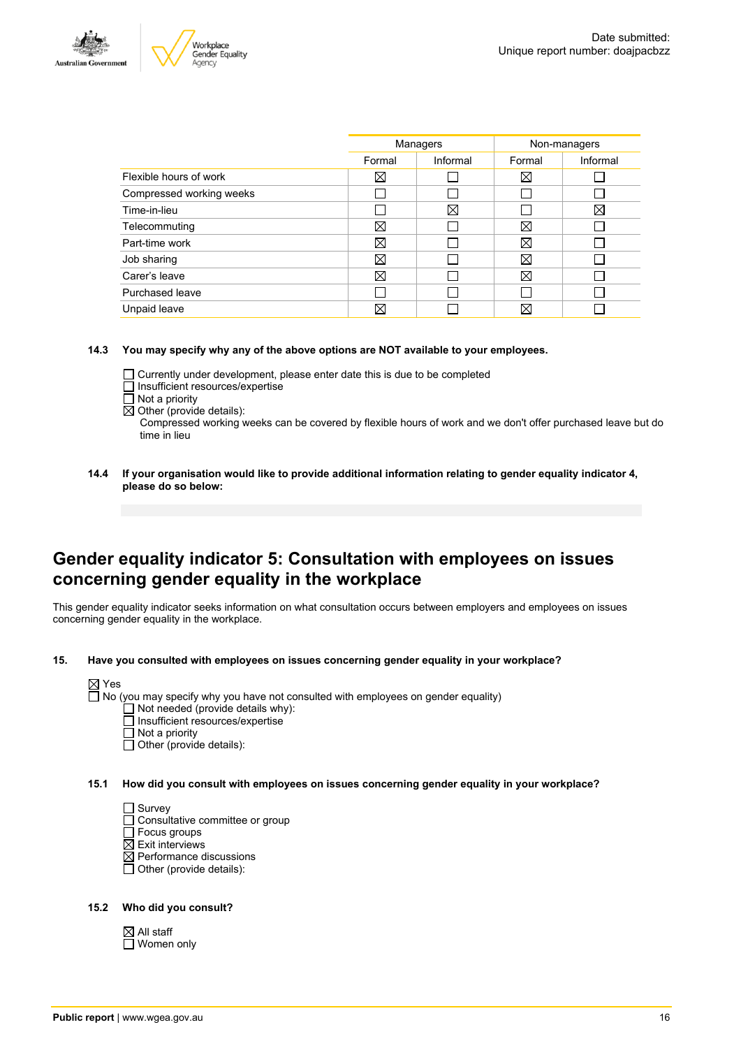| | Managers | | Non-managers | |
|---|---|---|---|---|
| | Formal | Informal | Formal | Informal |
| Flexible hours of work | ☒ | ☐ | ☒ | ☐ |
| Compressed working weeks | ☐ | ☐ | ☐ | ☐ |
| Time-in-lieu | ☐ | ☒ | ☐ | ☒ |
| Telecommuting | ☒ | ☐ | ☒ | ☐ |
| Part-time work | ☒ | ☐ | ☒ | ☐ |
| Job sharing | ☒ | ☐ | ☒ | ☐ |
| Carer's leave | ☒ | ☐ | ☒ | ☐ |
| Purchased leave | ☐ | ☐ | ☐ | ☐ |
| Unpaid leave | ☒ | ☐ | ☒ | ☐ |

**14.3 You may specify why any of the above options are NOT available to your employees.**

☐ Currently under development, please enter date this is due to be completed
☐ Insufficient resources/expertise
☐ Not a priority
☒ Other (provide details):
Compressed working weeks can be covered by flexible hours of work and we don't offer purchased leave but do time in lieu

**14.4 If your organisation would like to provide additional information relating to gender equality indicator 4, please do so below:**

## Gender equality indicator 5: Consultation with employees on issues concerning gender equality in the workplace

This gender equality indicator seeks information on what consultation occurs between employers and employees on issues concerning gender equality in the workplace.

**15. Have you consulted with employees on issues concerning gender equality in your workplace?**

☒ Yes
☐ No (you may specify why you have not consulted with employees on gender equality)
☐ Not needed (provide details why):
☐ Insufficient resources/expertise
☐ Not a priority
☐ Other (provide details):

**15.1 How did you consult with employees on issues concerning gender equality in your workplace?**

☐ Survey
☐ Consultative committee or group
☐ Focus groups
☒ Exit interviews
☒ Performance discussions
☐ Other (provide details):

**15.2 Who did you consult?**

☒ All staff
☐ Women only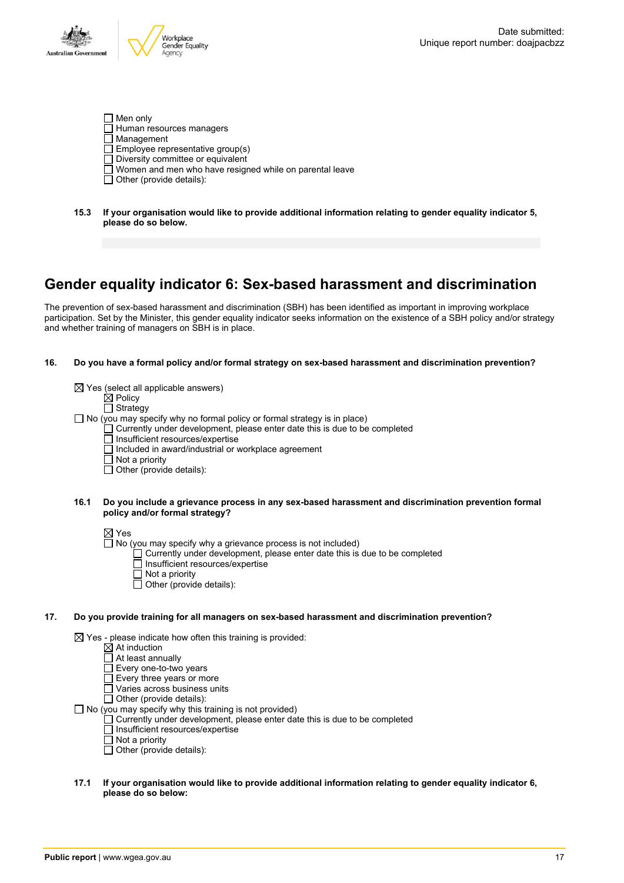- ☐ Men only
- ☐ Human resources managers
- ☐ Management
- ☐ Employee representative group(s)
- ☐ Diversity committee or equivalent
- ☐ Women and men who have resigned while on parental leave
- ☐ Other (provide details):

**15.3 If your organisation would like to provide additional information relating to gender equality indicator 5, please do so below.**

## Gender equality indicator 6: Sex-based harassment and discrimination

The prevention of sex-based harassment and discrimination (SBH) has been identified as important in improving workplace participation. Set by the Minister, this gender equality indicator seeks information on the existence of a SBH policy and/or strategy and whether training of managers on SBH is in place.

**16. Do you have a formal policy and/or formal strategy on sex-based harassment and discrimination prevention?**

- ☒ Yes (select all applicable answers)
  - ☒ Policy
  - ☐ Strategy
- ☐ No (you may specify why no formal policy or formal strategy is in place)
  - ☐ Currently under development, please enter date this is due to be completed
  - ☐ Insufficient resources/expertise
  - ☐ Included in award/industrial or workplace agreement
  - ☐ Not a priority
  - ☐ Other (provide details):

**16.1 Do you include a grievance process in any sex-based harassment and discrimination prevention formal policy and/or formal strategy?**

- ☒ Yes
- ☐ No (you may specify why a grievance process is not included)
  - ☐ Currently under development, please enter date this is due to be completed
  - ☐ Insufficient resources/expertise
  - ☐ Not a priority
  - ☐ Other (provide details):

**17. Do you provide training for all managers on sex-based harassment and discrimination prevention?**

- ☒ Yes - please indicate how often this training is provided:
  - ☒ At induction
  - ☐ At least annually
  - ☐ Every one-to-two years
  - ☐ Every three years or more
  - ☐ Varies across business units
  - ☐ Other (provide details):
- ☐ No (you may specify why this training is not provided)
  - ☐ Currently under development, please enter date this is due to be completed
  - ☐ Insufficient resources/expertise
  - ☐ Not a priority
  - ☐ Other (provide details):

**17.1 If your organisation would like to provide additional information relating to gender equality indicator 6, please do so below:**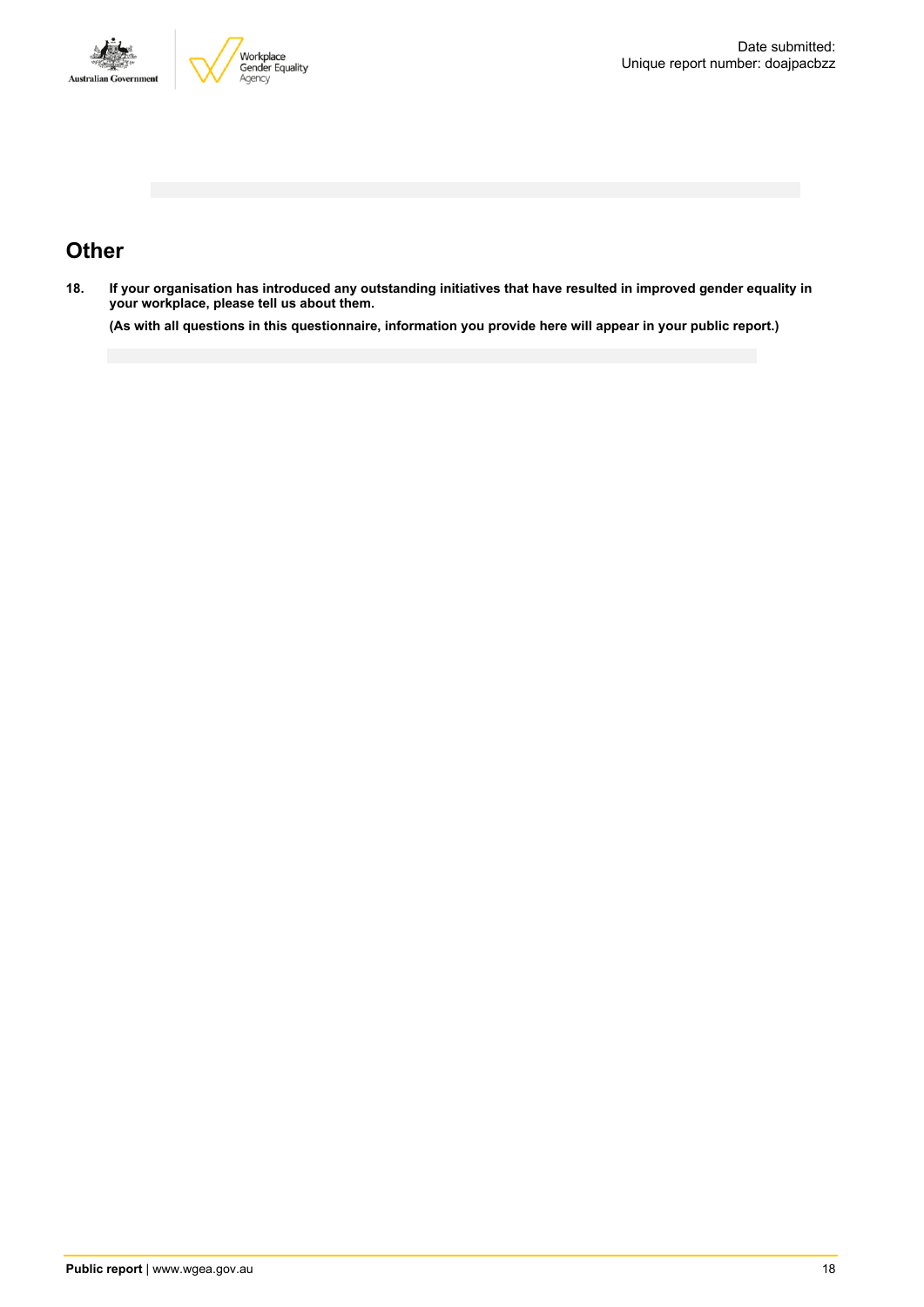## Other

**18. If your organisation has introduced any outstanding initiatives that have resulted in improved gender equality in your workplace, please tell us about them.**

**(As with all questions in this questionnaire, information you provide here will appear in your public report.)**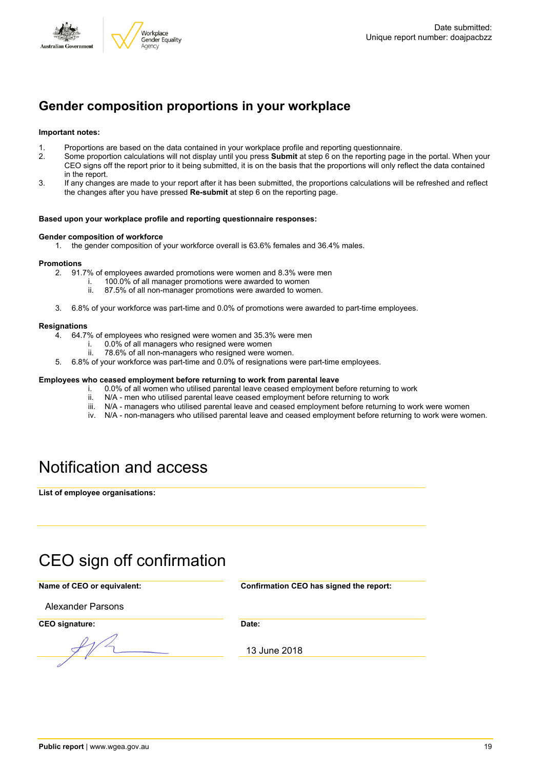Date submitted:
Unique report number: doajpacbzz

## Gender composition proportions in your workplace

**Important notes:**

1. Proportions are based on the data contained in your workplace profile and reporting questionnaire.
2. Some proportion calculations will not display until you press **Submit** at step 6 on the reporting page in the portal. When your CEO signs off the report prior to it being submitted, it is on the basis that the proportions will only reflect the data contained in the report.
3. If any changes are made to your report after it has been submitted, the proportions calculations will be refreshed and reflect the changes after you have pressed **Re-submit** at step 6 on the reporting page.

**Based upon your workplace profile and reporting questionnaire responses:**

**Gender composition of workforce**

1. the gender composition of your workforce overall is 63.6% females and 36.4% males.

**Promotions**

2. 91.7% of employees awarded promotions were women and 8.3% were men
   i. 100.0% of all manager promotions were awarded to women
   ii. 87.5% of all non-manager promotions were awarded to women.

3. 6.8% of your workforce was part-time and 0.0% of promotions were awarded to part-time employees.

**Resignations**

4. 64.7% of employees who resigned were women and 35.3% were men
   i. 0.0% of all managers who resigned were women
   ii. 78.6% of all non-managers who resigned were women.
5. 6.8% of your workforce was part-time and 0.0% of resignations were part-time employees.

**Employees who ceased employment before returning to work from parental leave**

i. 0.0% of all women who utilised parental leave ceased employment before returning to work
ii. N/A - men who utilised parental leave ceased employment before returning to work
iii. N/A - managers who utilised parental leave and ceased employment before returning to work were women
iv. N/A - non-managers who utilised parental leave and ceased employment before returning to work were women.

# Notification and access

**List of employee organisations:**

# CEO sign off confirmation

**Name of CEO or equivalent:**

Alexander Parsons

**Confirmation CEO has signed the report:**

**CEO signature:**

**Date:**

13 June 2018